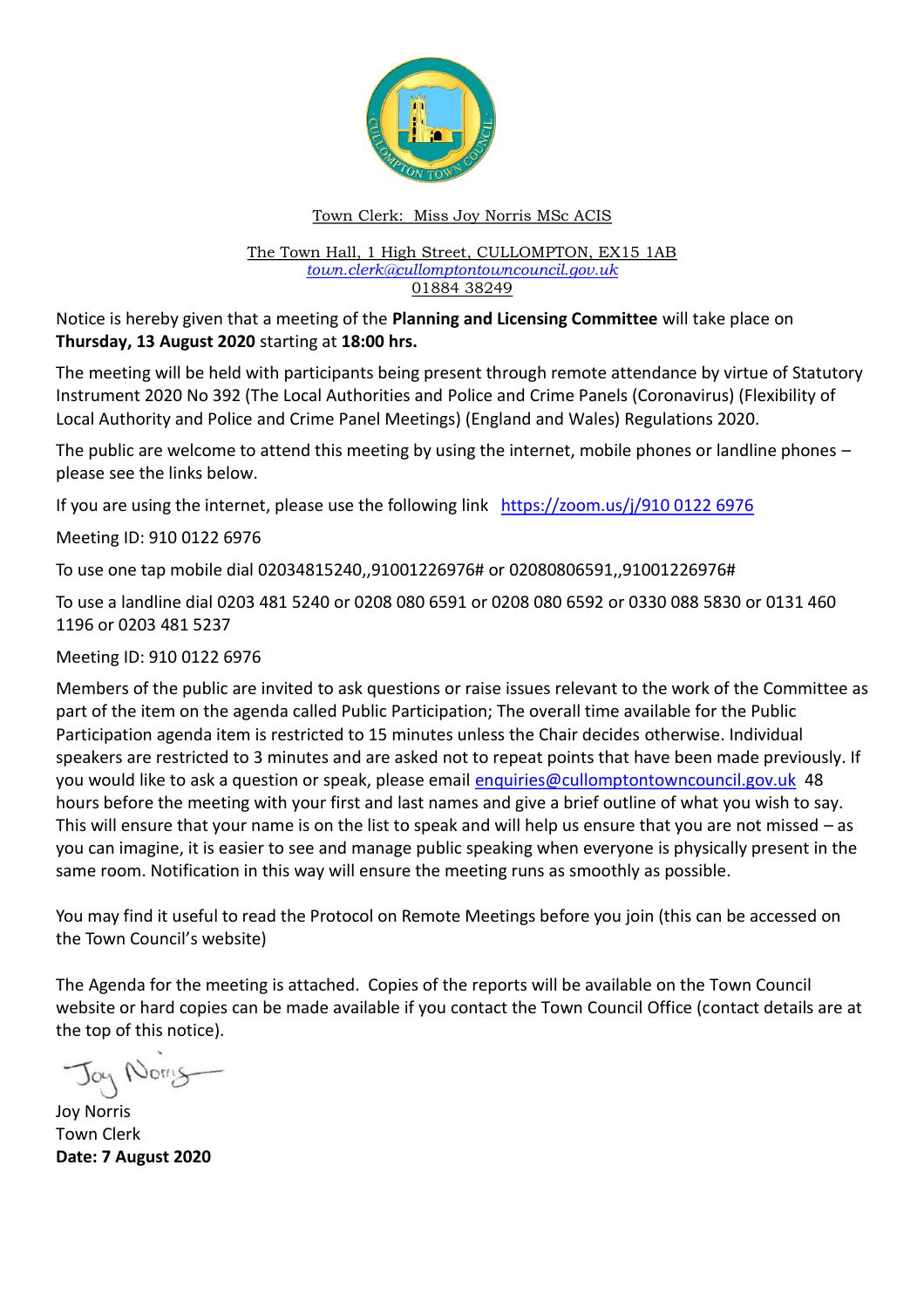Town Clerk: Miss Joy Norris MSc ACIS

The Town Hall, 1 High Street, CULLOMPTON, EX15 1AB
*town.clerk@cullomptontowncouncil.gov.uk*
01884 38249

Notice is hereby given that a meeting of the **Planning and Licensing Committee** will take place on **Thursday, 13 August 2020** starting at **18:00 hrs.**

The meeting will be held with participants being present through remote attendance by virtue of Statutory Instrument 2020 No 392 (The Local Authorities and Police and Crime Panels (Coronavirus) (Flexibility of Local Authority and Police and Crime Panel Meetings) (England and Wales) Regulations 2020.

The public are welcome to attend this meeting by using the internet, mobile phones or landline phones – please see the links below.

If you are using the internet, please use the following link https://zoom.us/j/910 0122 6976

Meeting ID: 910 0122 6976

To use one tap mobile dial 02034815240,,91001226976# or 02080806591,,91001226976#

To use a landline dial 0203 481 5240 or 0208 080 6591 or 0208 080 6592 or 0330 088 5830 or 0131 460 1196 or 0203 481 5237

Meeting ID: 910 0122 6976

Members of the public are invited to ask questions or raise issues relevant to the work of the Committee as part of the item on the agenda called Public Participation; The overall time available for the Public Participation agenda item is restricted to 15 minutes unless the Chair decides otherwise. Individual speakers are restricted to 3 minutes and are asked not to repeat points that have been made previously. If you would like to ask a question or speak, please email enquiries@cullomptontowncouncil.gov.uk 48 hours before the meeting with your first and last names and give a brief outline of what you wish to say. This will ensure that your name is on the list to speak and will help us ensure that you are not missed – as you can imagine, it is easier to see and manage public speaking when everyone is physically present in the same room. Notification in this way will ensure the meeting runs as smoothly as possible.

You may find it useful to read the Protocol on Remote Meetings before you join (this can be accessed on the Town Council's website)

The Agenda for the meeting is attached. Copies of the reports will be available on the Town Council website or hard copies can be made available if you contact the Town Council Office (contact details are at the top of this notice).

Joy Norris
Town Clerk
**Date: 7 August 2020**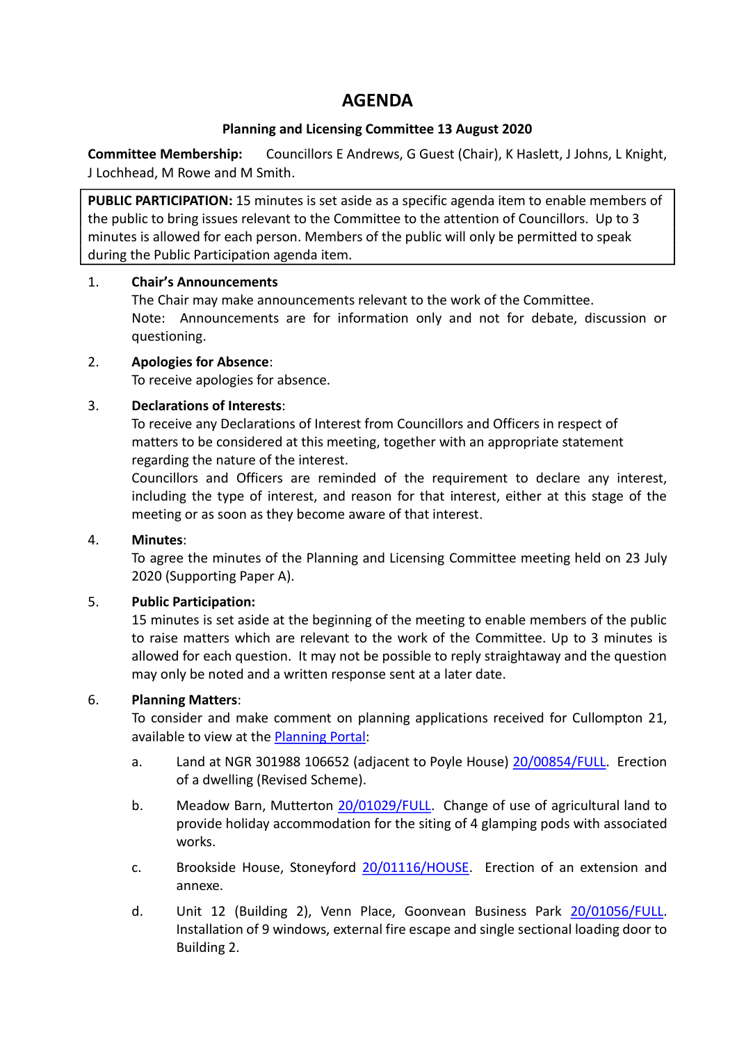# AGENDA

**Planning and Licensing Committee 13 August 2020**

**Committee Membership:** Councillors E Andrews, G Guest (Chair), K Haslett, J Johns, L Knight, J Lochhead, M Rowe and M Smith.

**PUBLIC PARTICIPATION:** 15 minutes is set aside as a specific agenda item to enable members of the public to bring issues relevant to the Committee to the attention of Councillors. Up to 3 minutes is allowed for each person. Members of the public will only be permitted to speak during the Public Participation agenda item.

1. **Chair's Announcements**
   The Chair may make announcements relevant to the work of the Committee.
   Note: Announcements are for information only and not for debate, discussion or questioning.

2. **Apologies for Absence**:
   To receive apologies for absence.

3. **Declarations of Interests**:
   To receive any Declarations of Interest from Councillors and Officers in respect of matters to be considered at this meeting, together with an appropriate statement regarding the nature of the interest.
   Councillors and Officers are reminded of the requirement to declare any interest, including the type of interest, and reason for that interest, either at this stage of the meeting or as soon as they become aware of that interest.

4. **Minutes**:
   To agree the minutes of the Planning and Licensing Committee meeting held on 23 July 2020 (Supporting Paper A).

5. **Public Participation:**
   15 minutes is set aside at the beginning of the meeting to enable members of the public to raise matters which are relevant to the work of the Committee. Up to 3 minutes is allowed for each question. It may not be possible to reply straightaway and the question may only be noted and a written response sent at a later date.

6. **Planning Matters**:
   To consider and make comment on planning applications received for Cullompton 21, available to view at the Planning Portal:

   a. Land at NGR 301988 106652 (adjacent to Poyle House) 20/00854/FULL. Erection of a dwelling (Revised Scheme).

   b. Meadow Barn, Mutterton 20/01029/FULL. Change of use of agricultural land to provide holiday accommodation for the siting of 4 glamping pods with associated works.

   c. Brookside House, Stoneyford 20/01116/HOUSE. Erection of an extension and annexe.

   d. Unit 12 (Building 2), Venn Place, Goonvean Business Park 20/01056/FULL. Installation of 9 windows, external fire escape and single sectional loading door to Building 2.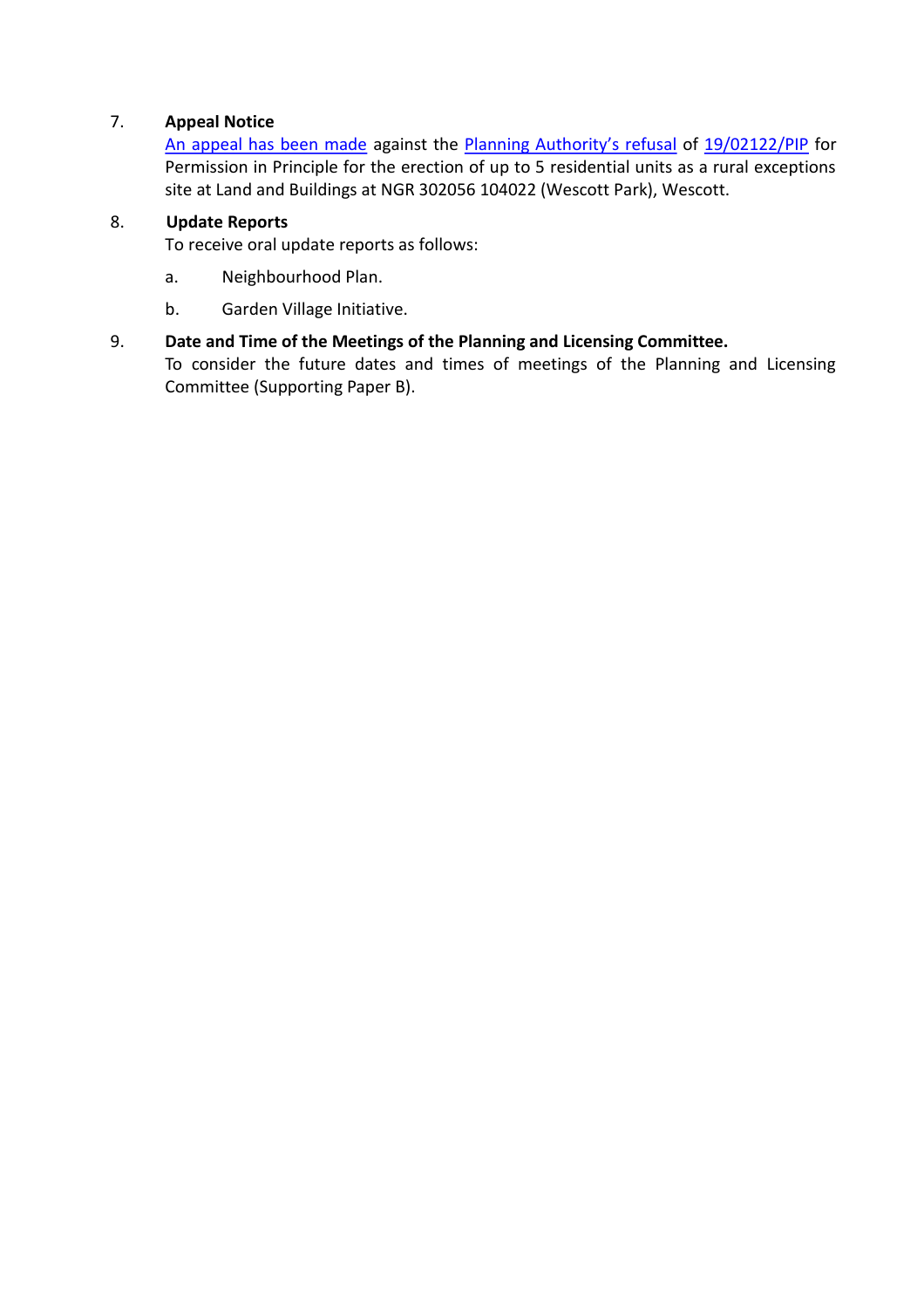7. **Appeal Notice**

   An appeal has been made against the Planning Authority's refusal of 19/02122/PIP for Permission in Principle for the erection of up to 5 residential units as a rural exceptions site at Land and Buildings at NGR 302056 104022 (Wescott Park), Wescott.

8. **Update Reports**

   To receive oral update reports as follows:

   a. Neighbourhood Plan.

   b. Garden Village Initiative.

9. **Date and Time of the Meetings of the Planning and Licensing Committee.**

   To consider the future dates and times of meetings of the Planning and Licensing Committee (Supporting Paper B).